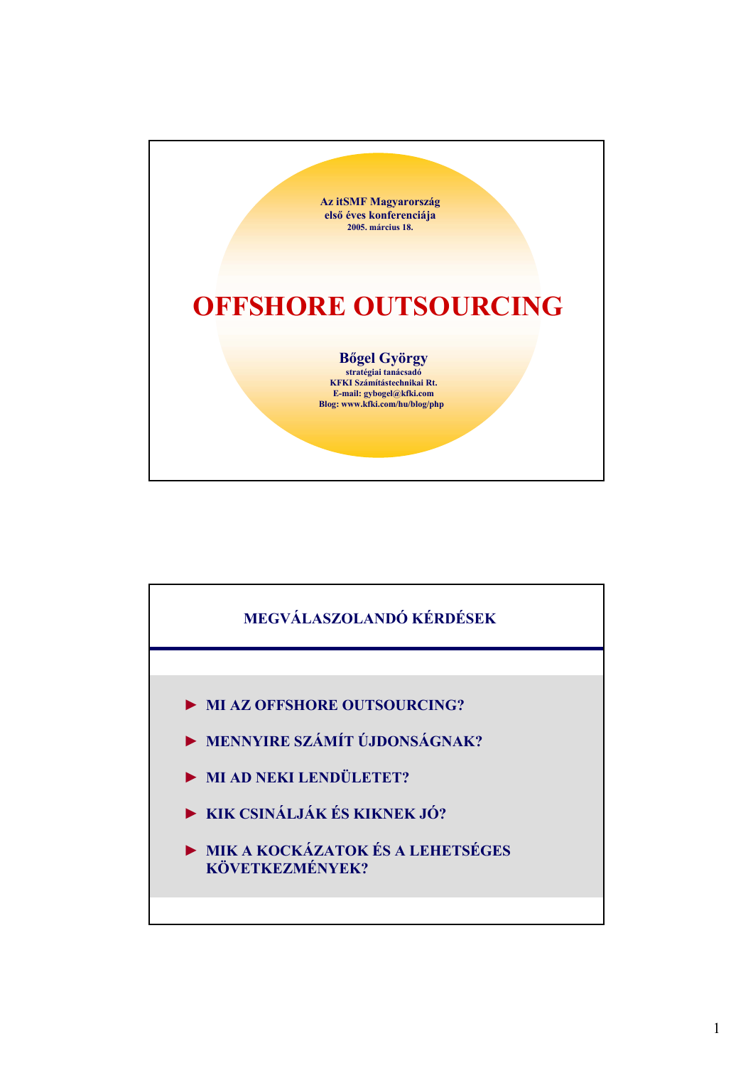Az itSMF Magyarország
első éves konferenciája
2005. március 18.

# OFFSHORE OUTSOURCING

**Bőgel György**
stratégiai tanácsadó
KFKI Számítástechnikai Rt.
E-mail: gybogel@kfki.com
Blog: www.kfki.com/hu/blog/php

## MEGVÁLASZOLANDÓ KÉRDÉSEK

- ► MI AZ OFFSHORE OUTSOURCING?
- ► MENNYIRE SZÁMÍT ÚJDONSÁGNAK?
- ► MI AD NEKI LENDÜLETET?
- ► KIK CSINÁLJÁK ÉS KIKNEK JÓ?
- ► MIK A KOCKÁZATOK ÉS A LEHETSÉGES KÖVETKEZMÉNYEK?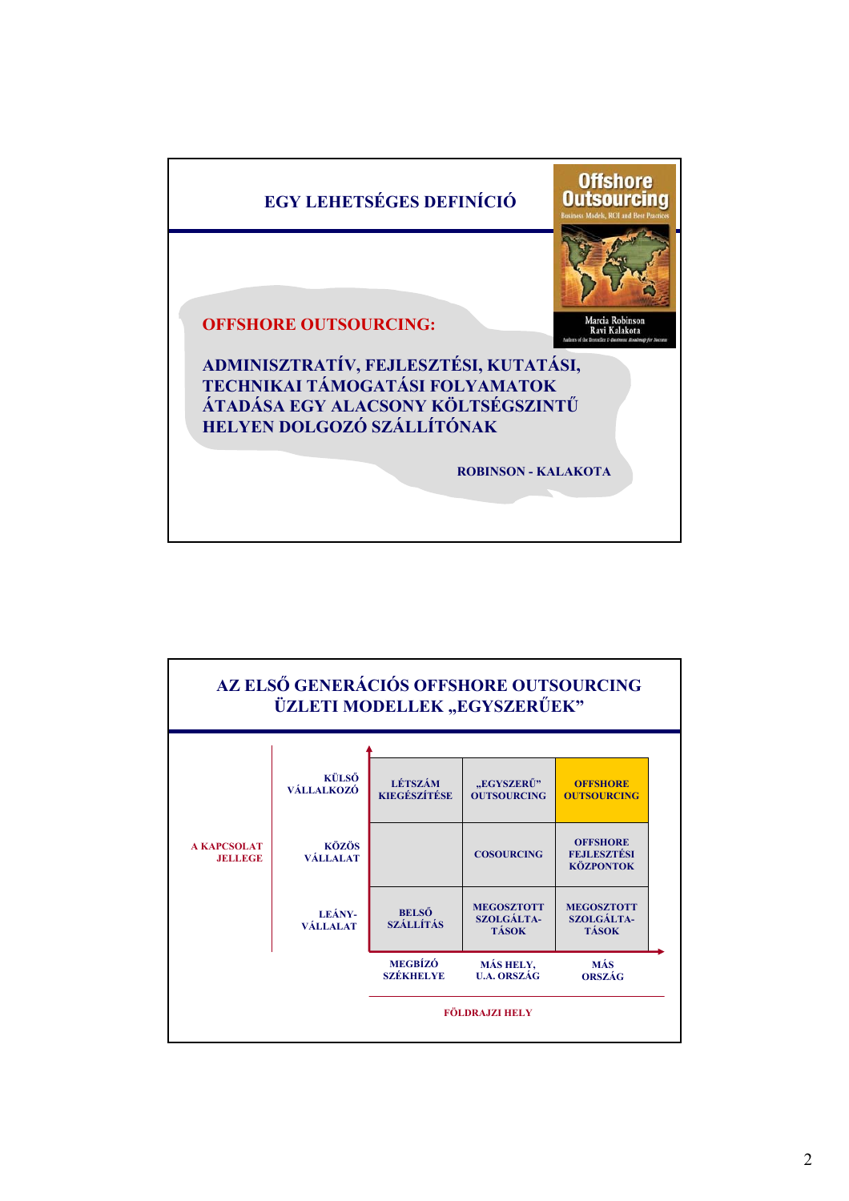## EGY LEHETSÉGES DEFINÍCIÓ

Offshore Outsourcing
Business Models, ROI and Best Practices
Marcia Robinson
Ravi Kalakota

**OFFSHORE OUTSOURCING:**

**ADMINISZTRATÍV, FEJLESZTÉSI, KUTATÁSI, TECHNIKAI TÁMOGATÁSI FOLYAMATOK ÁTADÁSA EGY ALACSONY KÖLTSÉGSZINTŰ HELYEN DOLGOZÓ SZÁLLÍTÓNAK**

ROBINSON - KALAKOTA

## AZ ELSŐ GENERÁCIÓS OFFSHORE OUTSOURCING ÜZLETI MODELLEK „EGYSZERŰEK”

| A KAPCSOLAT JELLEGE | MEGBÍZÓ SZÉKHELYE | MÁS HELY, U.A. ORSZÁG | MÁS ORSZÁG |
|---|---|---|---|
| KÜLSŐ VÁLLALKOZÓ | LÉTSZÁM KIEGÉSZÍTÉSE | „EGYSZERŰ” OUTSOURCING | OFFSHORE OUTSOURCING |
| KÖZÖS VÁLLALAT | | COSOURCING | OFFSHORE FEJLESZTÉSI KÖZPONTOK |
| LEÁNY-VÁLLALAT | BELSŐ SZÁLLÍTÁS | MEGOSZTOTT SZOLGÁLTA-TÁSOK | MEGOSZTOTT SZOLGÁLTA-TÁSOK |

FÖLDRAJZI HELY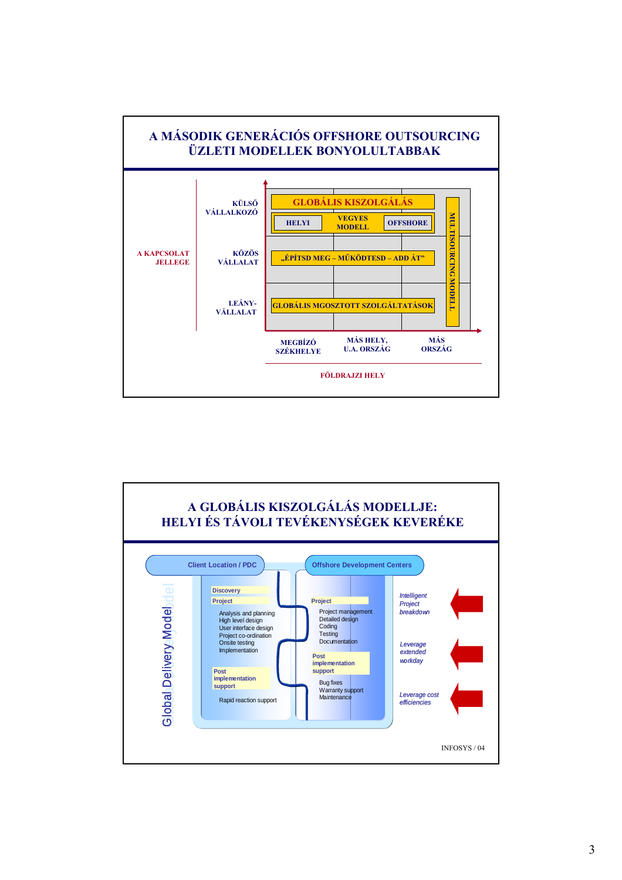## A MÁSODIK GENERÁCIÓS OFFSHORE OUTSOURCING ÜZLETI MODELLEK BONYOLULTABBAK

A KAPCSOLAT JELLEGE

KÜLSŐ VÁLLALKOZÓ

KÖZÖS VÁLLALAT

LEÁNY-VÁLLALAT

GLOBÁLIS KISZOLGÁLÁS

HELYI

VEGYES MODELL

OFFSHORE

„ÉPÍTSD MEG – MŰKÖDTESD – ADD ÁT"

GLOBÁLIS MGOSZTOTT SZOLGÁLTATÁSOK

MULTISOURCING MODELL

MEGBÍZÓ SZÉKHELYE

MÁS HELY, U.A. ORSZÁG

MÁS ORSZÁG

FÖLDRAJZI HELY

## A GLOBÁLIS KISZOLGÁLÁS MODELLJE: HELYI ÉS TÁVOLI TEVÉKENYSÉGEK KEVERÉKE

Global Delivery Model

Client Location / PDC

Discovery

Project

Analysis and planning
High level design
User interface design
Project co-ordination
Onsite testing
Implementation

Post implementation support

Rapid reaction support

Offshore Development Centers

Project

Project management
Detailed design
Coding
Testing
Documentation

Post implementation support

Bug fixes
Warranty support
Maintenance

*Intelligent Project breakdown*

*Leverage extended workday*

*Leverage cost efficiencies*

INFOSYS / 04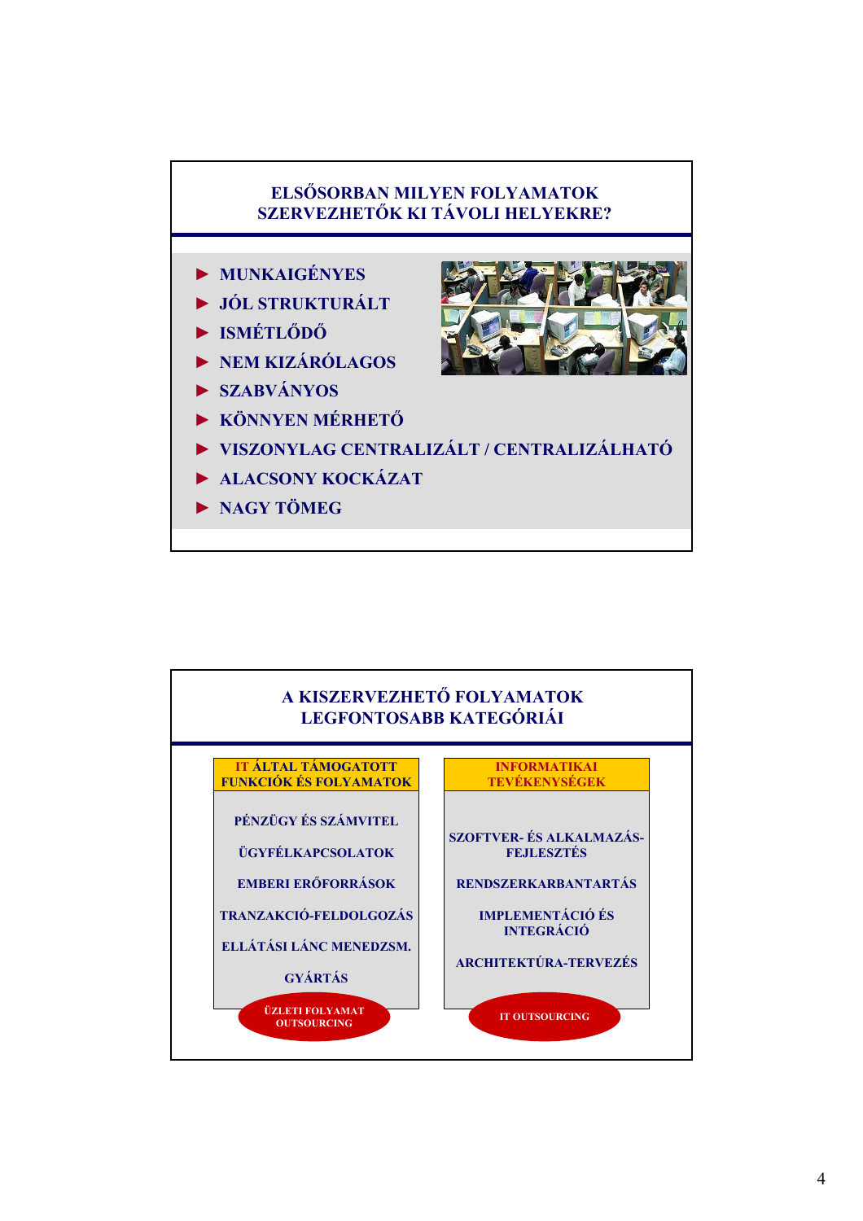## ELSŐSORBAN MILYEN FOLYAMATOK SZERVEZHETŐK KI TÁVOLI HELYEKRE?

- MUNKAIGÉNYES
- JÓL STRUKTURÁLT
- ISMÉTLŐDŐ
- NEM KIZÁRÓLAGOS
- SZABVÁNYOS
- KÖNNYEN MÉRHETŐ
- VISZONYLAG CENTRALIZÁLT / CENTRALIZÁLHATÓ
- ALACSONY KOCKÁZAT
- NAGY TÖMEG

## A KISZERVEZHETŐ FOLYAMATOK LEGFONTOSABB KATEGÓRIÁI

| IT ÁLTAL TÁMOGATOTT FUNKCIÓK ÉS FOLYAMATOK | INFORMATIKAI TEVÉKENYSÉGEK |
|---|---|
| PÉNZÜGY ÉS SZÁMVITEL | SZOFTVER- ÉS ALKALMAZÁS-FEJLESZTÉS |
| ÜGYFÉLKAPCSOLATOK | RENDSZERKARBANTARTÁS |
| EMBERI ERŐFORRÁSOK | IMPLEMENTÁCIÓ ÉS INTEGRÁCIÓ |
| TRANZAKCIÓ-FELDOLGOZÁS | ARCHITEKTÚRA-TERVEZÉS |
| ELLÁTÁSI LÁNC MENEDZSM. | |
| GYÁRTÁS | |
| **ÜZLETI FOLYAMAT OUTSOURCING** | **IT OUTSOURCING** |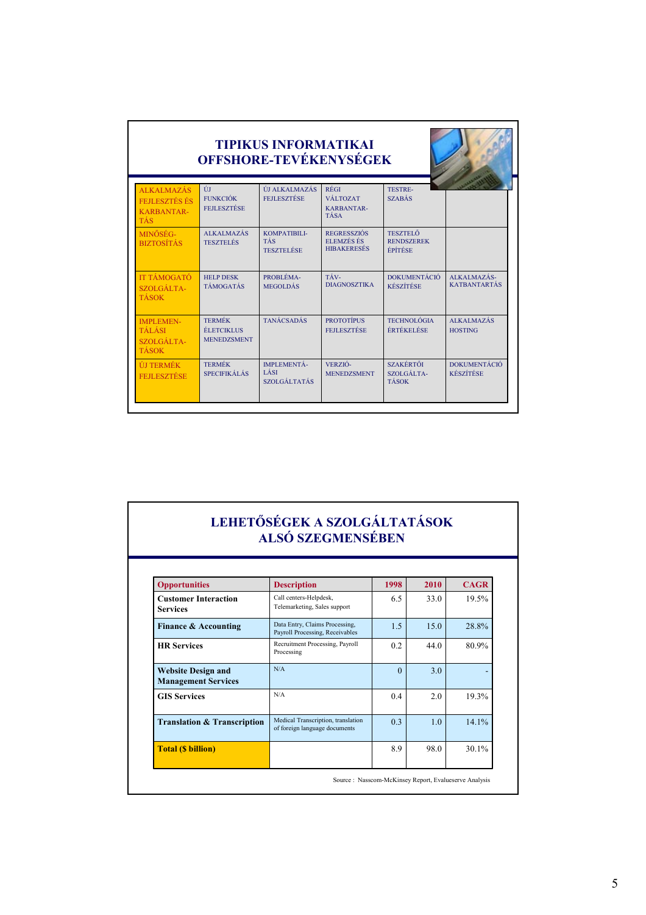## TIPIKUS INFORMATIKAI OFFSHORE-TEVÉKENYSÉGEK

| | | | | | |
|---|---|---|---|---|---|
| ALKALMAZÁS FEJLESZTÉS ÉS KARBANTAR-TÁS | ÚJ FUNKCIÓK FEJLESZTÉSE | ÚJ ALKALMAZÁS FEJLESZTÉSE | RÉGI VÁLTOZAT KARBANTAR-TÁSA | TESTRE-SZABÁS | |
| MINŐSÉG-BIZTOSÍTÁS | ALKALMAZÁS TESZTELÉS | KOMPATIBILI-TÁS TESZTELÉSE | REGRESSZIÓS ELEMZÉS ÉS HIBAKERESÉS | TESZTELŐ RENDSZEREK ÉPÍTÉSE | |
| IT TÁMOGATÓ SZOLGÁLTA-TÁSOK | HELP DESK TÁMOGATÁS | PROBLÉMA-MEGOLDÁS | TÁV-DIAGNOSZTIKA | DOKUMENTÁCIÓ KÉSZÍTÉSE | ALKALMAZÁS-KATBANTARTÁS |
| IMPLEMEN-TÁLÁSI SZOLGÁLTA-TÁSOK | TERMÉK ÉLETCIKLUS MENEDZSMENT | TANÁCSADÁS | PROTOTÍPUS FEJLESZTÉSE | TECHNOLÓGIA ÉRTÉKELÉSE | ALKALMAZÁS HOSTING |
| ÚJ TERMÉK FEJLESZTÉSE | TERMÉK SPECIFIKÁLÁS | IMPLEMENTÁ-LÁSI SZOLGÁLTATÁS | VERZIÓ-MENEDZSMENT | SZAKÉRTŐI SZOLGÁLTA-TÁSOK | DOKUMENTÁCIÓ KÉSZÍTÉSE |

## LEHETŐSÉGEK A SZOLGÁLTATÁSOK ALSÓ SZEGMENSÉBEN

| Opportunities | Description | 1998 | 2010 | CAGR |
|---|---|---|---|---|
| **Customer Interaction Services** | Call centers-Helpdesk, Telemarketing, Sales support | 6.5 | 33.0 | 19.5% |
| **Finance & Accounting** | Data Entry, Claims Processing, Payroll Processing, Receivables | 1.5 | 15.0 | 28.8% |
| **HR Services** | Recruitment Processing, Payroll Processing | 0.2 | 44.0 | 80.9% |
| **Website Design and Management Services** | N/A | 0 | 3.0 | - |
| **GIS Services** | N/A | 0.4 | 2.0 | 19.3% |
| **Translation & Transcription** | Medical Transcription, translation of foreign language documents | 0.3 | 1.0 | 14.1% |
| **Total ($ billion)** | | 8.9 | 98.0 | 30.1% |

Source : Nasscom-McKinsey Report, Evalueserve Analysis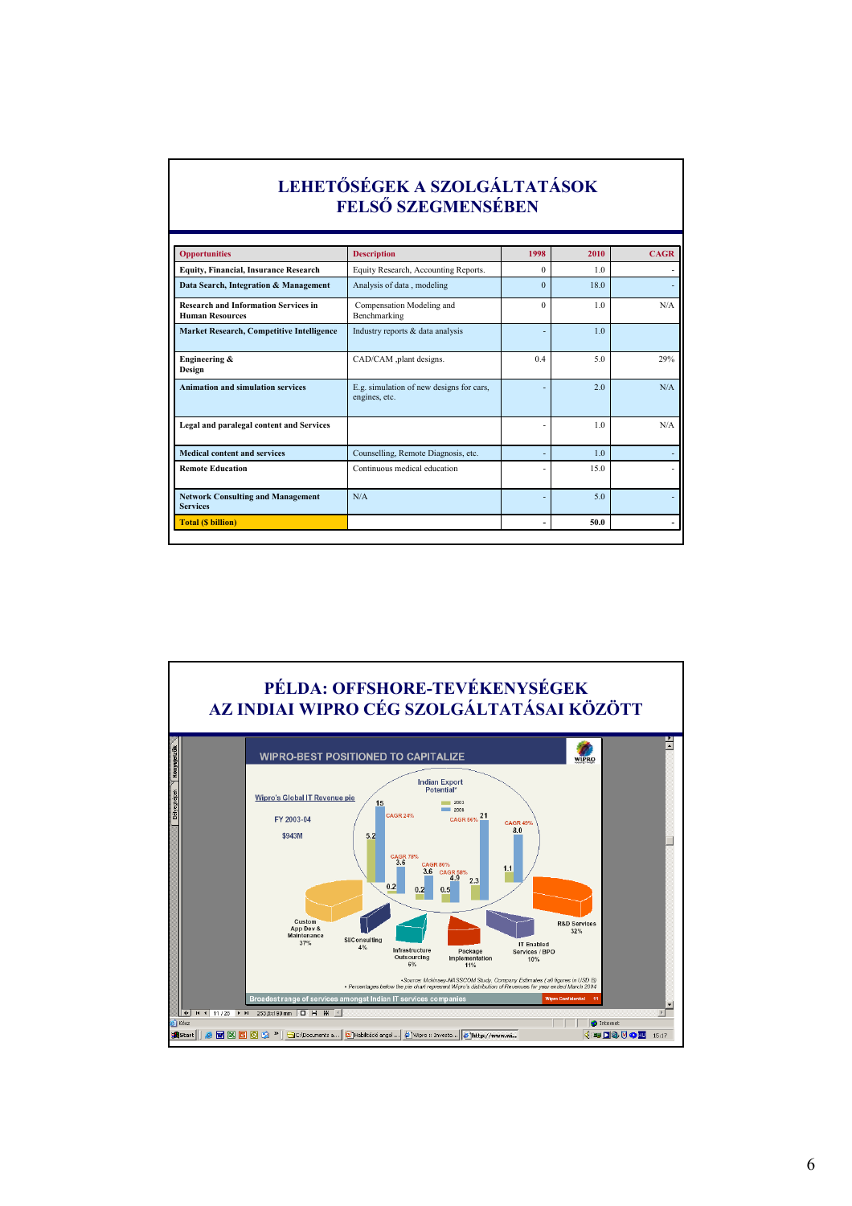# LEHETŐSÉGEK A SZOLGÁLTATÁSOK FELSŐ SZEGMENSÉBEN

| Opportunities | Description | 1998 | 2010 | CAGR |
|---|---|---|---|---|
| **Equity, Financial, Insurance Research** | Equity Research, Accounting Reports. | 0 | 1.0 | - |
| **Data Search, Integration & Management** | Analysis of data , modeling | 0 | 18.0 | - |
| **Research and Information Services in Human Resources** | Compensation Modeling and Benchmarking | 0 | 1.0 | N/A |
| **Market Research, Competitive Intelligence** | Industry reports & data analysis | - | 1.0 | |
| **Engineering & Design** | CAD/CAM ,plant designs. | 0.4 | 5.0 | 29% |
| **Animation and simulation services** | E.g. simulation of new designs for cars, engines, etc. | - | 2.0 | N/A |
| **Legal and paralegal content and Services** | | - | 1.0 | N/A |
| **Medical content and services** | Counselling, Remote Diagnosis, etc. | - | 1.0 | - |
| **Remote Education** | Continuous medical education | - | 15.0 | - |
| **Network Consulting and Management Services** | N/A | - | 5.0 | - |
| **Total ($ billion)** | | - | **50.0** | - |

# PÉLDA: OFFSHORE-TEVÉKENYSÉGEK AZ INDIAI WIPRO CÉG SZOLGÁLTATÁSAI KÖZÖTT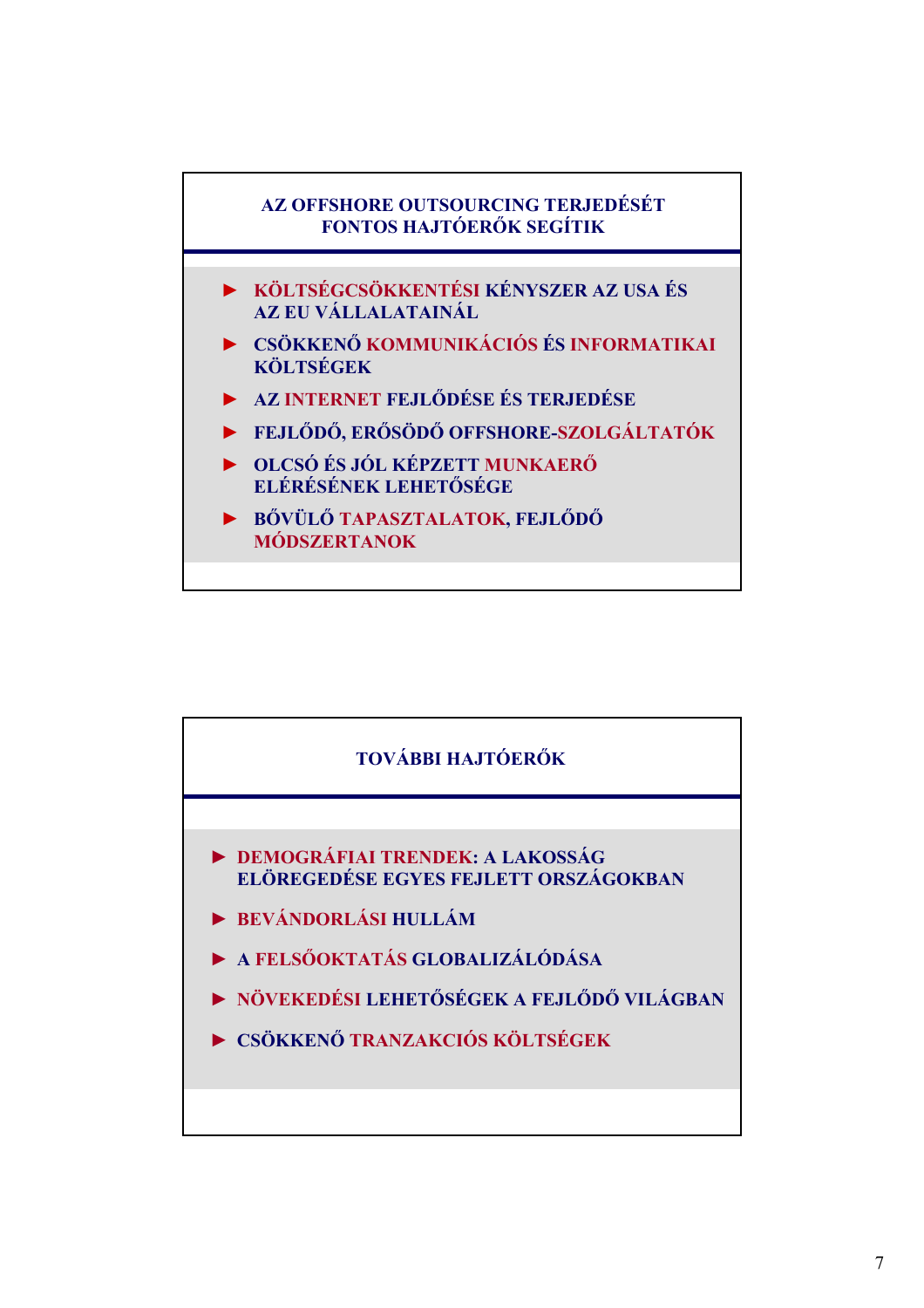## AZ OFFSHORE OUTSOURCING TERJEDÉSÉT FONTOS HAJTÓERŐK SEGÍTIK

- KÖLTSÉGCSÖKKENTÉSI KÉNYSZER AZ USA ÉS AZ EU VÁLLALATAINÁL
- CSÖKKENŐ KOMMUNIKÁCIÓS ÉS INFORMATIKAI KÖLTSÉGEK
- AZ INTERNET FEJLŐDÉSE ÉS TERJEDÉSE
- FEJLŐDŐ, ERŐSÖDŐ OFFSHORE-SZOLGÁLTATÓK
- OLCSÓ ÉS JÓL KÉPZETT MUNKAERŐ ELÉRÉSÉNEK LEHETŐSÉGE
- BŐVÜLŐ TAPASZTALATOK, FEJLŐDŐ MÓDSZERTANOK

## TOVÁBBI HAJTÓERŐK

- DEMOGRÁFIAI TRENDEK: A LAKOSSÁG ELÖREGEDÉSE EGYES FEJLETT ORSZÁGOKBAN
- BEVÁNDORLÁSI HULLÁM
- A FELSŐOKTATÁS GLOBALIZÁLÓDÁSA
- NÖVEKEDÉSI LEHETŐSÉGEK A FEJLŐDŐ VILÁGBAN
- CSÖKKENŐ TRANZAKCIÓS KÖLTSÉGEK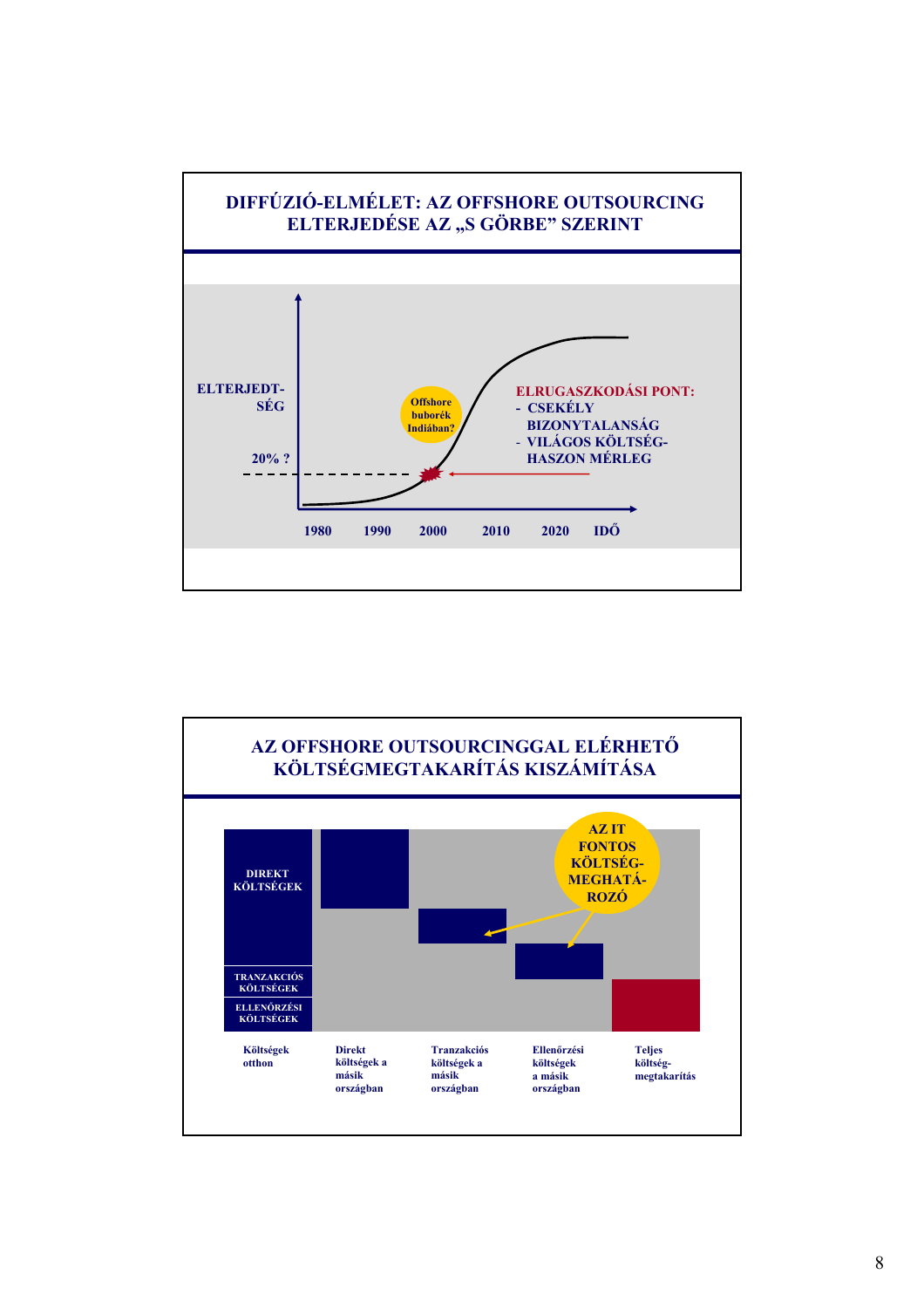## DIFFÚZIÓ-ELMÉLET: AZ OFFSHORE OUTSOURCING ELTERJEDÉSE AZ „S GÖRBE” SZERINT

ELTERJEDT-SÉG

20% ?

Offshore buborék Indiában?

ELRUGASZKODÁSI PONT:
- CSEKÉLY BIZONYTALANSÁG
- VILÁGOS KÖLTSÉG-HASZON MÉRLEG

1980 1990 2000 2010 2020 IDŐ

## AZ OFFSHORE OUTSOURCINGGAL ELÉRHETŐ KÖLTSÉGMEGTAKARÍTÁS KISZÁMÍTÁSA

DIREKT KÖLTSÉGEK

TRANZAKCIÓS KÖLTSÉGEK

ELLENŐRZÉSI KÖLTSÉGEK

AZ IT FONTOS KÖLTSÉG-MEGHATÁROZÓ

Költségek otthon

Direkt költségek a másik országban

Tranzakciós költségek a másik országban

Ellenőrzési költségek a másik országban

Teljes költség-megtakarítás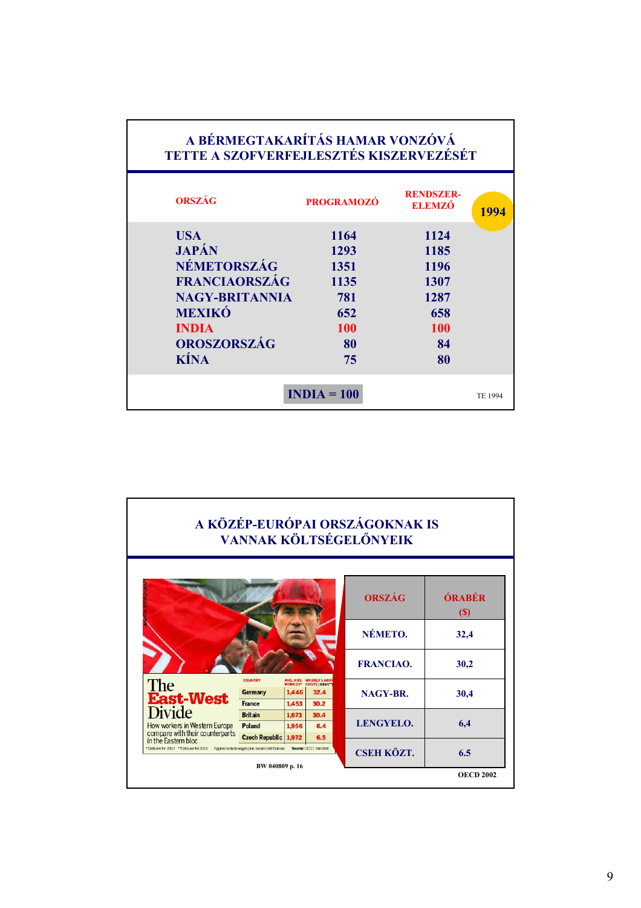## A BÉRMEGTAKARÍTÁS HAMAR VONZÓVÁ TETTE A SZOFVERFEJLESZTÉS KISZERVEZÉSÉT

| ORSZÁG | PROGRAMOZÓ | RENDSZER-ELEMZŐ |
|---|---|---|
| USA | 1164 | 1124 |
| JAPÁN | 1293 | 1185 |
| NÉMETORSZÁG | 1351 | 1196 |
| FRANCIAORSZÁG | 1135 | 1307 |
| NAGY-BRITANNIA | 781 | 1287 |
| MEXIKÓ | 652 | 658 |
| INDIA | 100 | 100 |
| OROSZORSZÁG | 80 | 84 |
| KÍNA | 75 | 80 |

1994

INDIA = 100

TE 1994

## A KÖZÉP-EURÓPAI ORSZÁGOKNAK IS VANNAK KÖLTSÉGELŐNYEIK

The East-West Divide

How workers in Western Europe compare with their counterparts in the Eastern bloc

| COUNTRY | AVG. HRS. WORKED* | HOURLY LABOR COSTS (dollars**) |
|---|---|---|
| Germany | 1,446 | 32.4 |
| France | 1,453 | 30.2 |
| Britain | 1,673 | 30.4 |
| Poland | 1,956 | 6.4 |
| Czech Republic | 1,972 | 6.5 |

*Data are for 2003 **Data are for 2002 Figures include wages plus social contributions Source: OECD, Eurostat

BW 040809 p. 16

| ORSZÁG | ÓRABÉR ($) |
|---|---|
| NÉMETO. | 32,4 |
| FRANCIAO. | 30,2 |
| NAGY-BR. | 30,4 |
| LENGYELO. | 6,4 |
| CSEH KÖZT. | 6.5 |

OECD 2002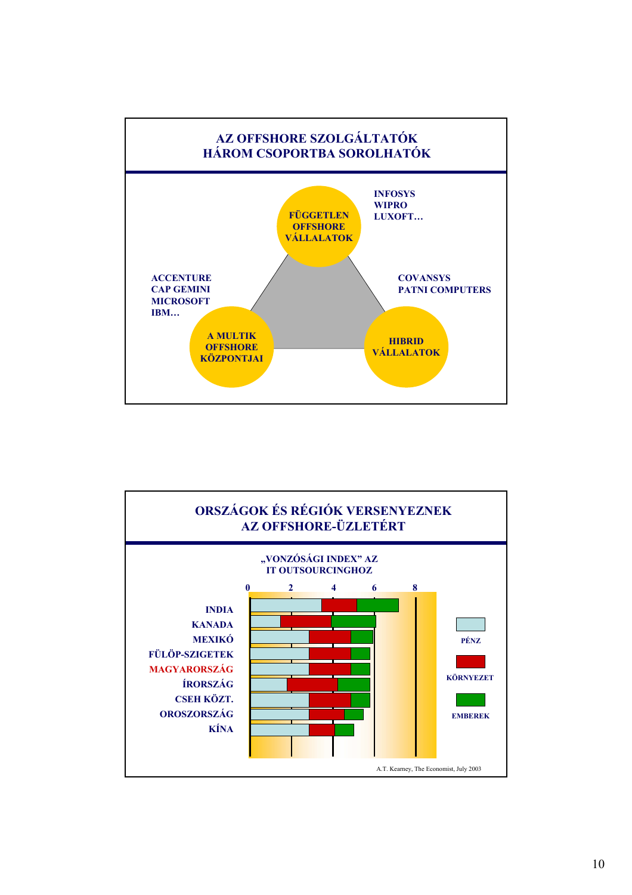## AZ OFFSHORE SZOLGÁLTATÓK HÁROM CSOPORTBA SOROLHATÓK

FÜGGETLEN OFFSHORE VÁLLALATOK

INFOSYS
WIPRO
LUXOFT…

ACCENTURE
CAP GEMINI
MICROSOFT
IBM…

COVANSYS
PATNI COMPUTERS

A MULTIK OFFSHORE KÖZPONTJAI

HIBRID VÁLLALATOK

## ORSZÁGOK ÉS RÉGIÓK VERSENYEZNEK AZ OFFSHORE-ÜZLETÉRT

„VONZÓSÁGI INDEX" AZ IT OUTSOURCINGHOZ

0
2
4
6
8

INDIA
KANADA
MEXIKÓ
FÜLÖP-SZIGETEK
MAGYARORSZÁG
ÍRORSZÁG
CSEH KÖZT.
OROSZORSZÁG
KÍNA

PÉNZ
KÖRNYEZET
EMBEREK

A.T. Kearney, The Economist, July 2003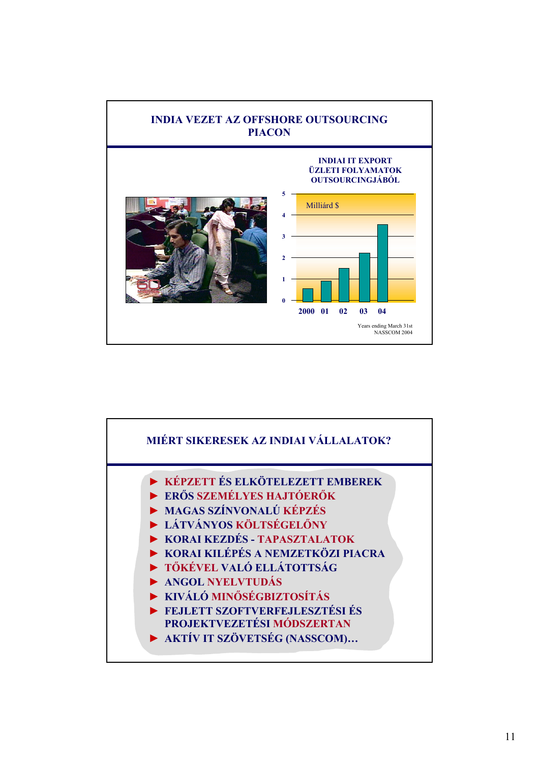## INDIA VEZET AZ OFFSHORE OUTSOURCING PIACON

INDIAI IT EXPORT ÜZLETI FOLYAMATOK OUTSOURCINGJÁBÓL

Milliárd $

5
4
3
2
1
0

2000 01 02 03 04

Years ending March 31st
NASSCOM 2004

## MIÉRT SIKERESEK AZ INDIAI VÁLLALATOK?

- KÉPZETT ÉS ELKÖTELEZETT EMBEREK
- ERŐS SZEMÉLYES HAJTÓERŐK
- MAGAS SZÍNVONALÚ KÉPZÉS
- LÁTVÁNYOS KÖLTSÉGELŐNY
- KORAI KEZDÉS - TAPASZTALATOK
- KORAI KILÉPÉS A NEMZETKÖZI PIACRA
- TŐKÉVEL VALÓ ELLÁTOTTSÁG
- ANGOL NYELVTUDÁS
- KIVÁLÓ MINŐSÉGBIZTOSÍTÁS
- FEJLETT SZOFTVERFEJLESZTÉSI ÉS PROJEKTVEZETÉSI MÓDSZERTAN
- AKTÍV IT SZÖVETSÉG (NASSCOM)…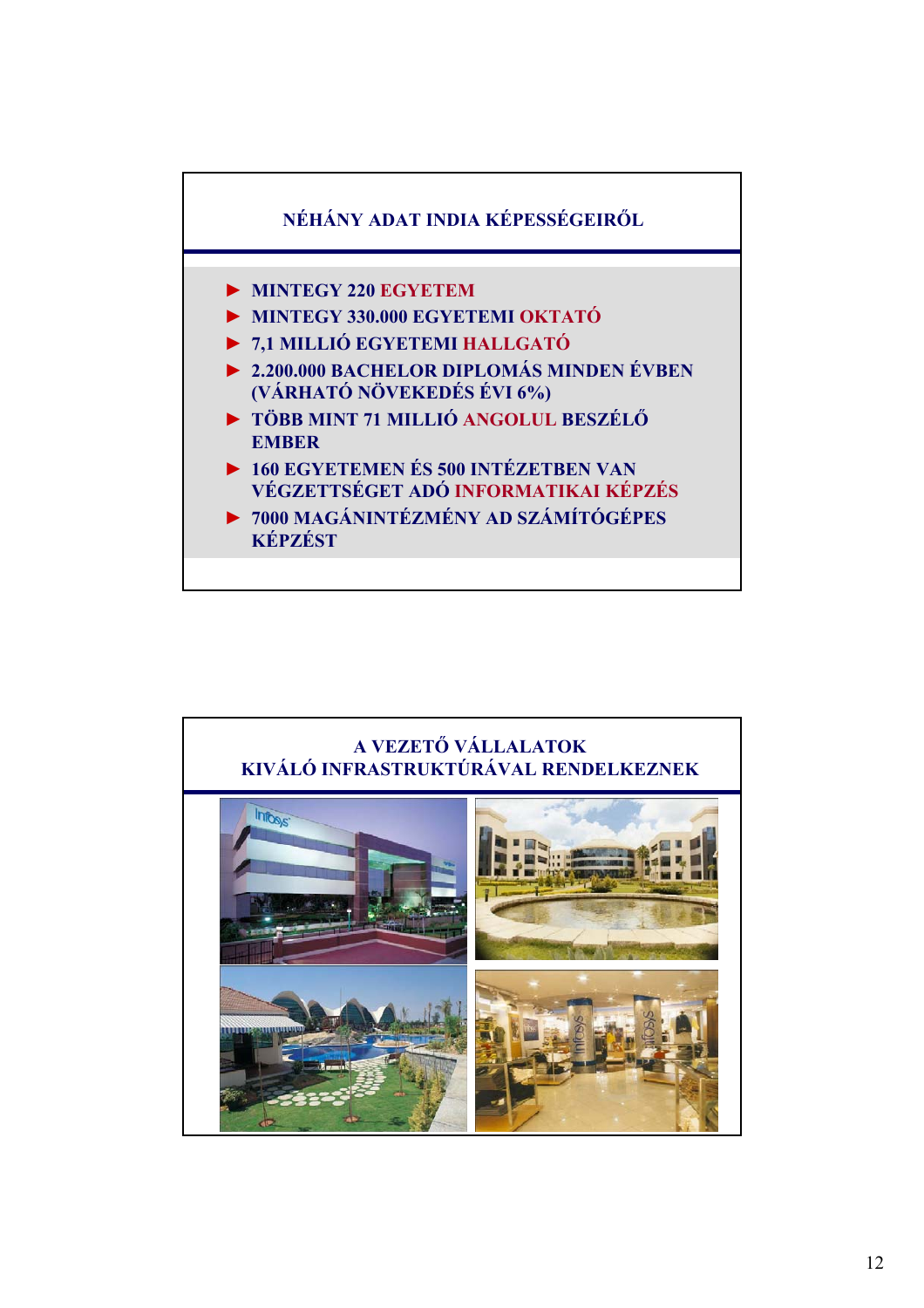## NÉHÁNY ADAT INDIA KÉPESSÉGEIRŐL

- MINTEGY 220 EGYETEM
- MINTEGY 330.000 EGYETEMI OKTATÓ
- 7,1 MILLIÓ EGYETEMI HALLGATÓ
- 2.200.000 BACHELOR DIPLOMÁS MINDEN ÉVBEN (VÁRHATÓ NÖVEKEDÉS ÉVI 6%)
- TÖBB MINT 71 MILLIÓ ANGOLUL BESZÉLŐ EMBER
- 160 EGYETEMEN ÉS 500 INTÉZETBEN VAN VÉGZETTSÉGET ADÓ INFORMATIKAI KÉPZÉS
- 7000 MAGÁNINTÉZMÉNY AD SZÁMÍTÓGÉPES KÉPZÉST

## A VEZETŐ VÁLLALATOK KIVÁLÓ INFRASTRUKTÚRÁVAL RENDELKEZNEK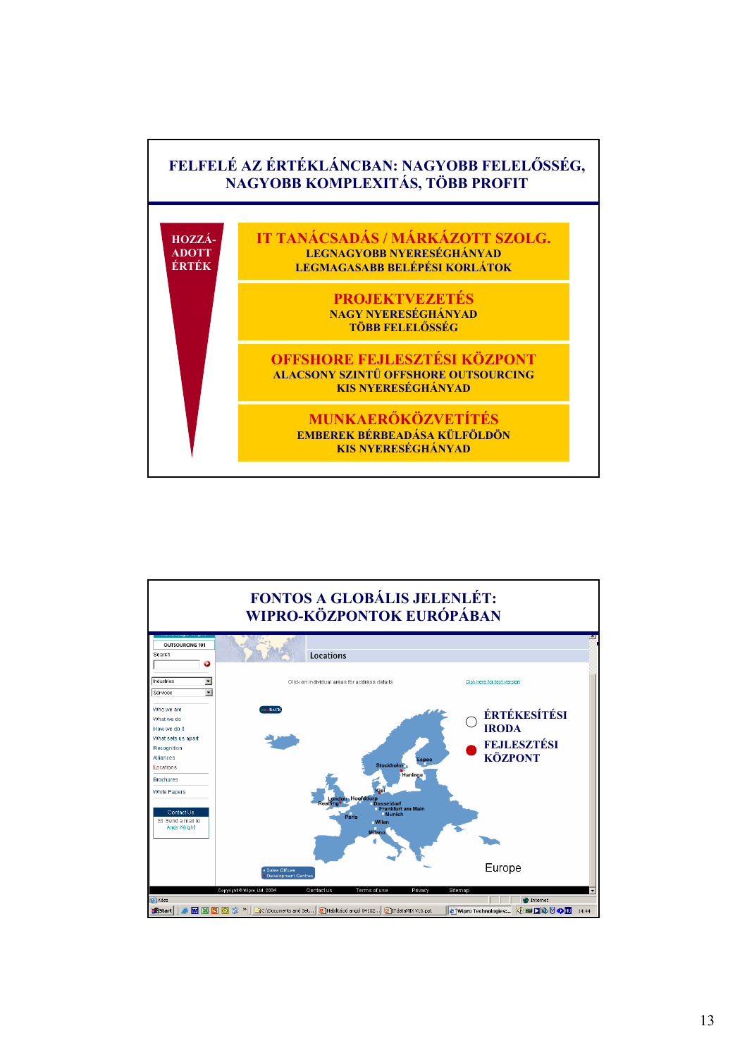## FELFELÉ AZ ÉRTÉKLÁNCBAN: NAGYOBB FELELŐSSÉG, NAGYOBB KOMPLEXITÁS, TÖBB PROFIT

HOZZÁ-ADOTT ÉRTÉK

**IT TANÁCSADÁS / MÁRKÁZOTT SZOLG.**
LEGNAGYOBB NYERESÉGHÁNYAD
LEGMAGASABB BELÉPÉSI KORLÁTOK

**PROJEKTVEZETÉS**
NAGY NYERESÉGHÁNYAD
TÖBB FELELŐSSÉG

**OFFSHORE FEJLESZTÉSI KÖZPONT**
ALACSONY SZINTŰ OFFSHORE OUTSOURCING
KIS NYERESÉGHÁNYAD

**MUNKAERŐKÖZVETÍTÉS**
EMBEREK BÉRBEADÁSA KÜLFÖLDÖN
KIS NYERESÉGHÁNYAD

## FONTOS A GLOBÁLIS JELENLÉT: WIPRO-KÖZPONTOK EURÓPÁBAN

Locations

Click on individual areas for address details

Click here for text version

Stockholm
Espoo
Haninge
Kiel
London
Hoofddorp
Reading
Dusseldorf
Frankfurt am Main
Munich
Paris
Wien
Milano

Europe

ÉRTÉKESÍTÉSI IRODA

FEJLESZTÉSI KÖZPONT

Sales Offices
Development Centres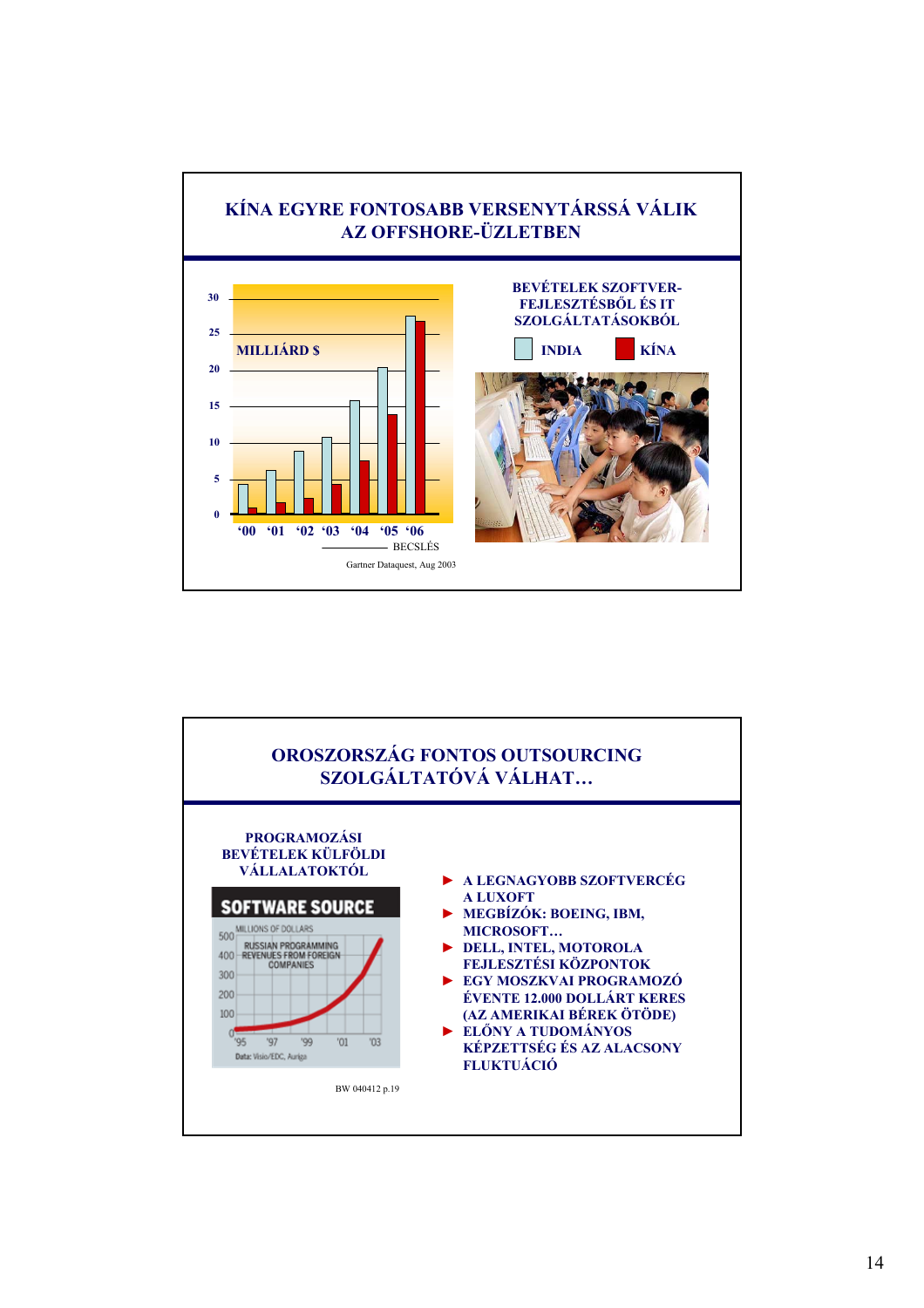## KÍNA EGYRE FONTOSABB VERSENYTÁRSSÁ VÁLIK AZ OFFSHORE-ÜZLETBEN

30
25
20
15
10
5
0

MILLIÁRD $

'00 '01 '02 '03 '04 '05 '06

BECSLÉS

Gartner Dataquest, Aug 2003

BEVÉTELEK SZOFTVER-FEJLESZTÉSBŐL ÉS IT SZOLGÁLTATÁSOKBÓL

INDIA KÍNA

## OROSZORSZÁG FONTOS OUTSOURCING SZOLGÁLTATÓVÁ VÁLHAT…

PROGRAMOZÁSI BEVÉTELEK KÜLFÖLDI VÁLLALATOKTÓL

SOFTWARE SOURCE

MILLIONS OF DOLLARS

RUSSIAN PROGRAMMING REVENUES FROM FOREIGN COMPANIES

500
400
300
200
100
0

'95 '97 '99 '01 '03

Data: Visio/EDC, Auriga

BW 040412 p.19

- A LEGNAGYOBB SZOFTVERCÉG A LUXOFT
- MEGBÍZÓK: BOEING, IBM, MICROSOFT…
- DELL, INTEL, MOTOROLA FEJLESZTÉSI KÖZPONTOK
- EGY MOSZKVAI PROGRAMOZÓ ÉVENTE 12.000 DOLLÁRT KERES (AZ AMERIKAI BÉREK ÖTÖDE)
- ELŐNY A TUDOMÁNYOS KÉPZETTSÉG ÉS AZ ALACSONY FLUKTUÁCIÓ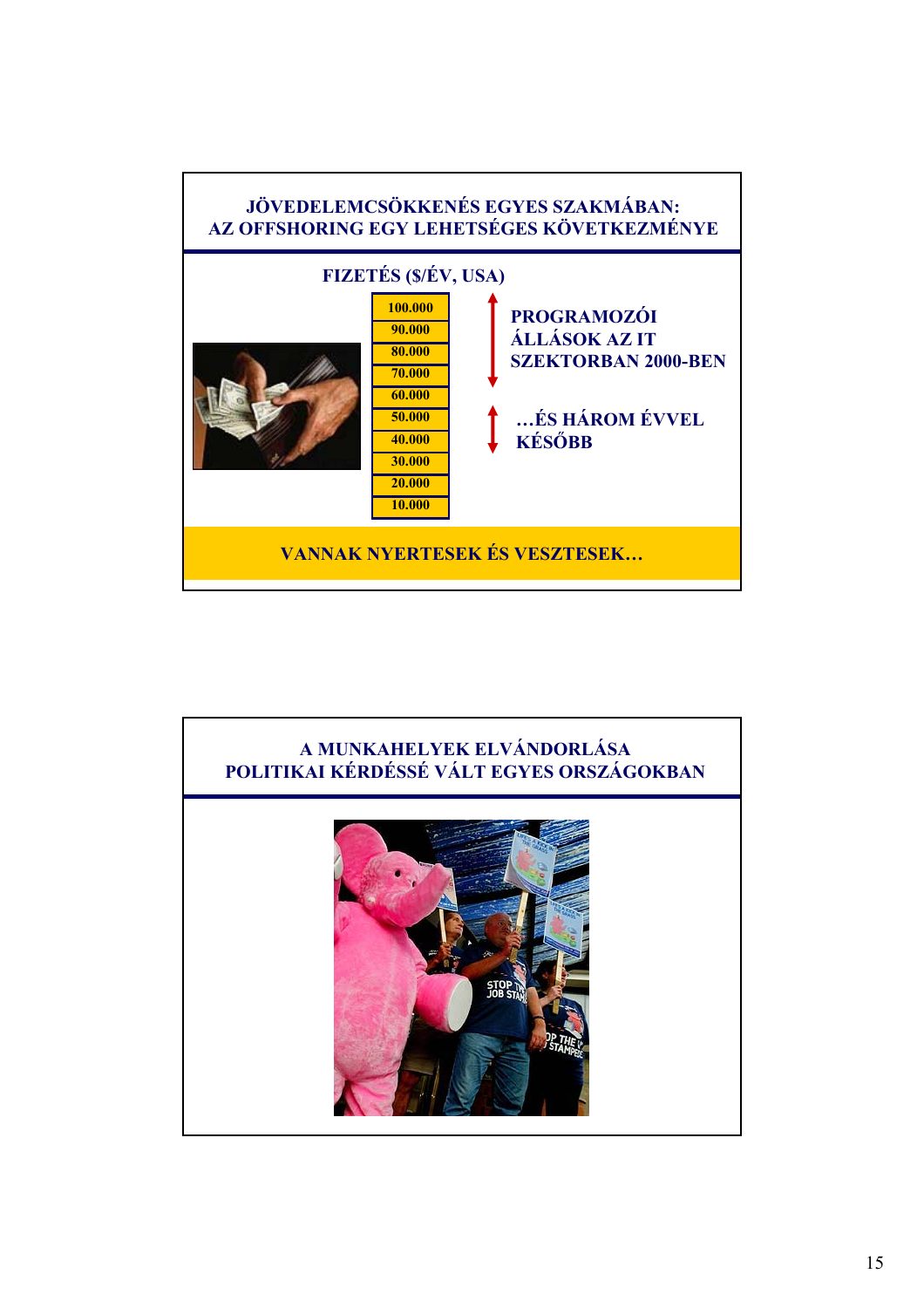## JÖVEDELEMCSÖKKENÉS EGYES SZAKMÁBAN: AZ OFFSHORING EGY LEHETSÉGES KÖVETKEZMÉNYE

FIZETÉS ($/ÉV, USA)

100.000
90.000
80.000
70.000
60.000
50.000
40.000
30.000
20.000
10.000

PROGRAMOZÓI ÁLLÁSOK AZ IT SZEKTORBAN 2000-BEN

…ÉS HÁROM ÉVVEL KÉSŐBB

VANNAK NYERTESEK ÉS VESZTESEK…

## A MUNKAHELYEK ELVÁNDORLÁSA POLITIKAI KÉRDÉSSÉ VÁLT EGYES ORSZÁGOKBAN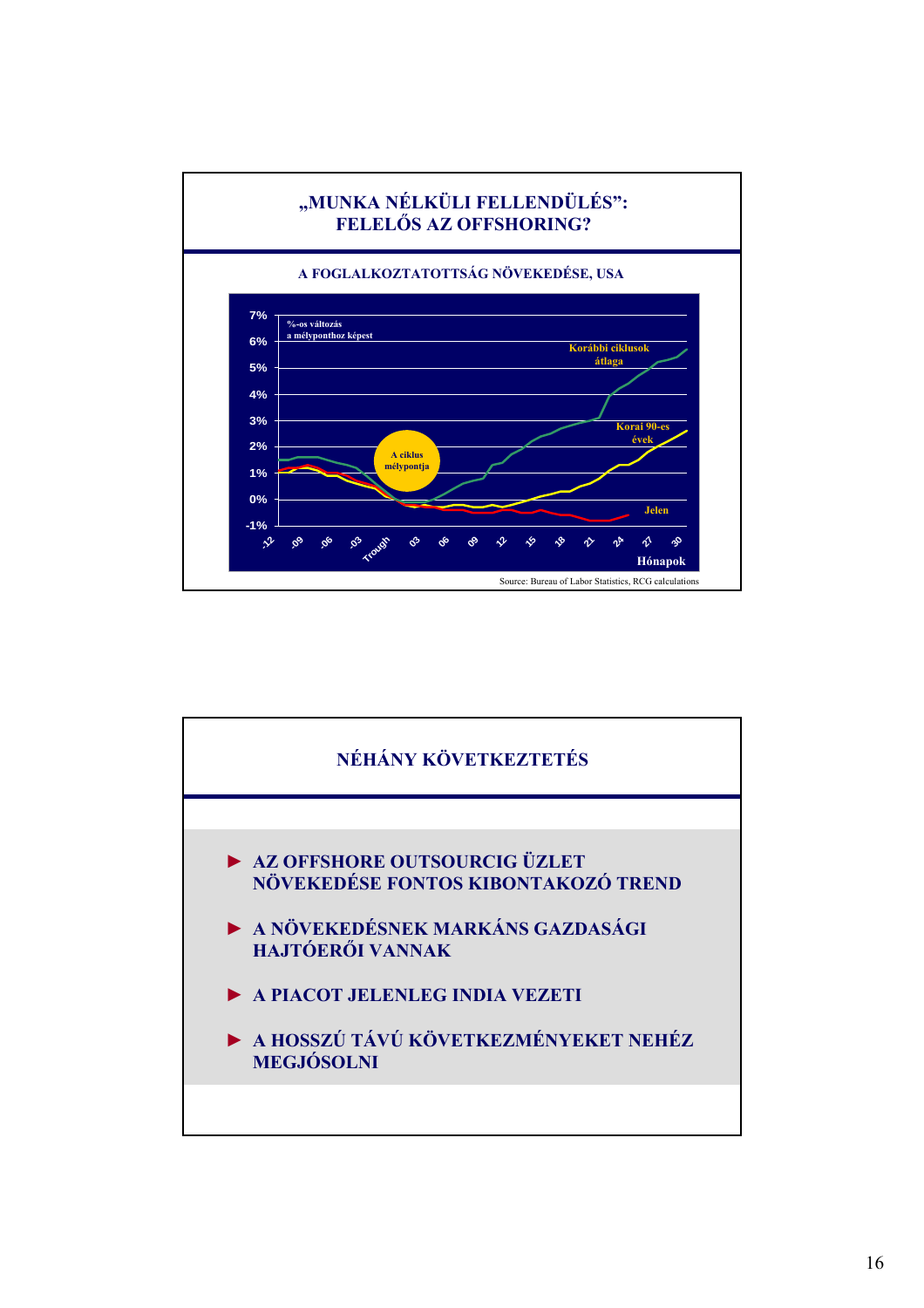## „MUNKA NÉLKÜLI FELLENDÜLÉS": FELELŐS AZ OFFSHORING?

A FOGLALKOZTATOTTSÁG NÖVEKEDÉSE, USA

%-os változás
a mélyponthoz képest

7%
6%
5%
4%
3%
2%
1%
0%
-1%

-12
-09
-06
-03
Trough
03
06
09
12
15
18
21
24
27
30

Hónapok

A ciklus mélypontja

Korábbi ciklusok átlaga

Korai 90-es évek

Jelen

Source: Bureau of Labor Statistics, RCG calculations

## NÉHÁNY KÖVETKEZTETÉS

- AZ OFFSHORE OUTSOURCIG ÜZLET NÖVEKEDÉSE FONTOS KIBONTAKOZÓ TREND
- A NÖVEKEDÉSNEK MARKÁNS GAZDASÁGI HAJTÓERŐI VANNAK
- A PIACOT JELENLEG INDIA VEZETI
- A HOSSZÚ TÁVÚ KÖVETKEZMÉNYEKET NEHÉZ MEGJÓSOLNI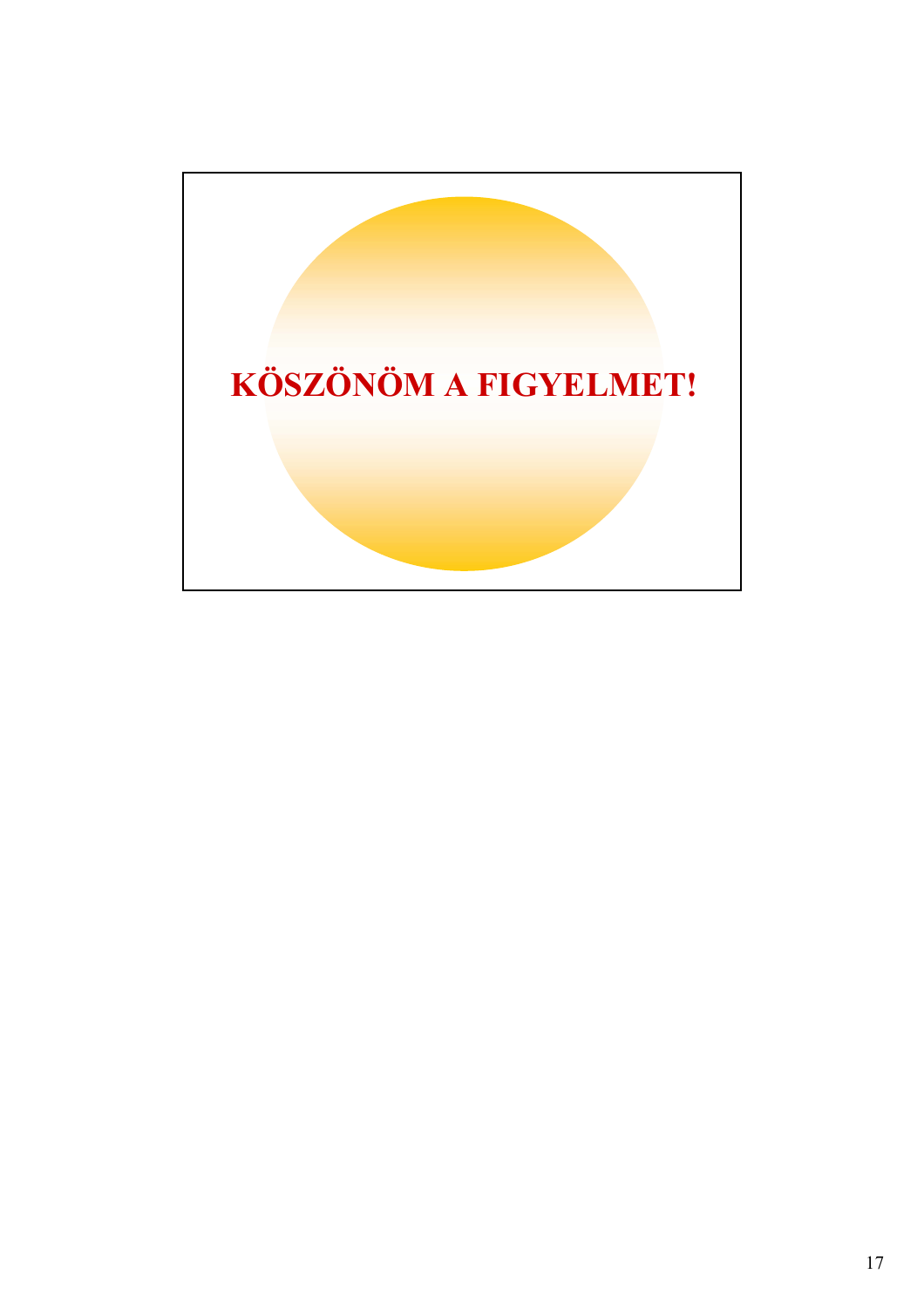**KÖSZÖNÖM A FIGYELMET!**